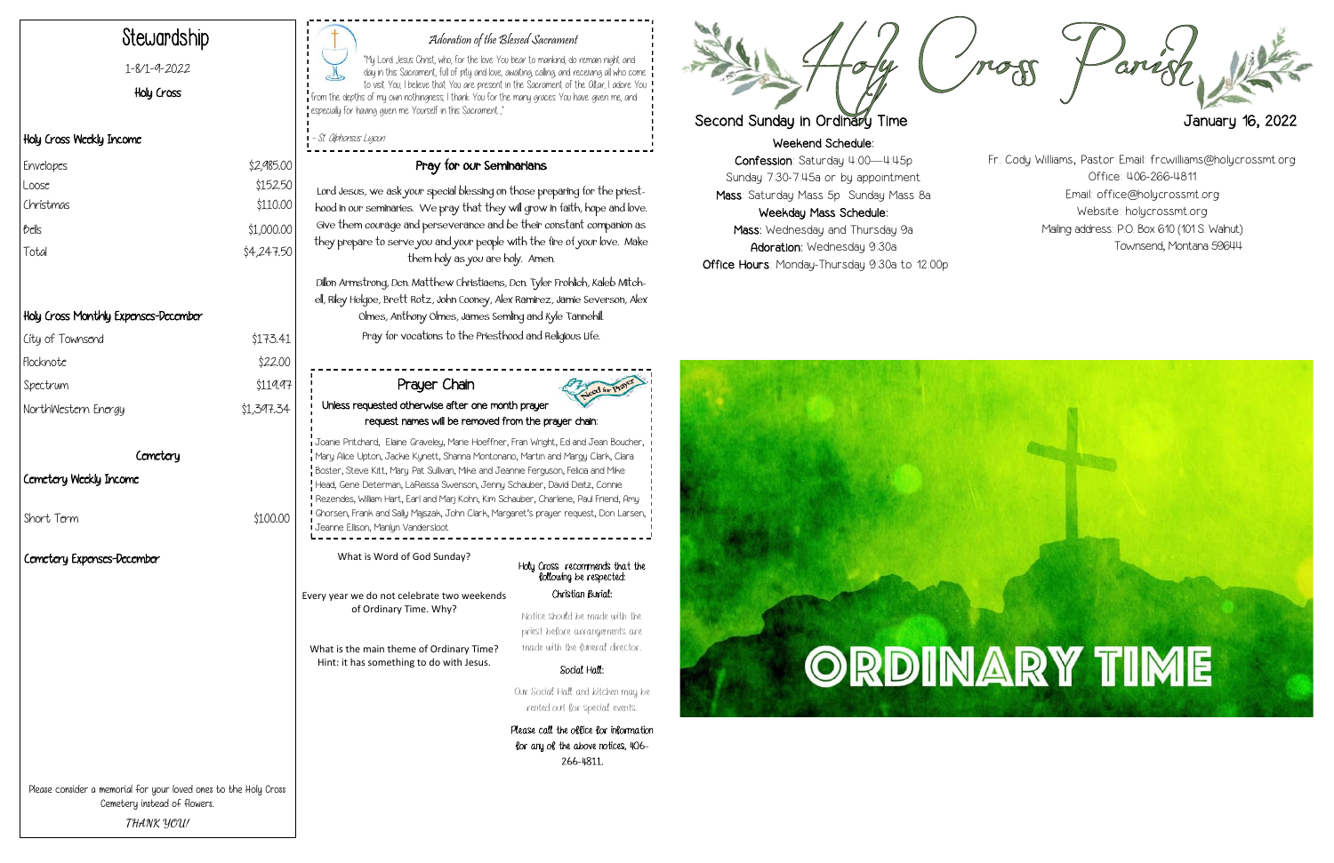# Holy Cross Parish

## Second Sunday in Ordinary Time

## January 16, 2022

**Weekend Schedule:**

**Confession**: Saturday 4:00—4:45p

Sunday 7:30-7:45a or by appointment

**Mass**: Saturday Mass 5p Sunday Mass 8a

**Weekday Mass Schedule:**

**Mass**: Wednesday and Thursday 9a

**Adoration**: Wednesday 9:30a

**Office Hours**: Monday-Thursday 9:30a to 12:00p

Fr. Cody Williams, Pastor Email: frcwilliams@holycrossmt.org

Office: 406-266-4811

Email: office@holycrossmt.org

Website: holycrossmt.org

Mailing address: P.O. Box 610 (101 S. Walnut)

Townsend, Montana 59644

ORDINARY TIME

## Stewardship

1-8/1-9-2022

Holy Cross

### Holy Cross Weekly Income

| | |
|---|---|
| Envelopes | $2,985.00 |
| Loose | $152.50 |
| Christmas | $110.00 |
| Bells | $1,000.00 |
| Total | $4,247.50 |

### Holy Cross Monthly Expenses-December

| | |
|---|---|
| City of Townsend | $173.41 |
| Flocknote | $22.00 |
| Spectrum | $119.97 |
| NorthWestern Energy | $1,397.34 |

### Cemetery

#### Cemetery Weekly Income

| | |
|---|---|
| Short Term | $100.00 |

#### Cemetery Expenses-December

Please consider a memorial for your loved ones to the Holy Cross Cemetery instead of flowers.

*THANK YOU!*

### *Adoration of the Blessed Sacrament*

"My Lord Jesus Christ, who, for the love You bear to mankind, do remain night and day in this Sacrament, full of pity and love, awaiting, calling, and receiving all who come to visit You; I believe that You are present in the Sacrament of the Altar; I adore You from the depths of my own nothingness; I thank You for the many graces You have given me, and especially for having given me Yourself in this Sacrament..."

- St. Alphonsus Liguori

### Pray for our Seminarians

Lord Jesus, we ask your special blessing on those preparing for the priesthood in our seminaries. We pray that they will grow in faith, hope and love. Give them courage and perseverance and be their constant companion as they prepare to serve you and your people with the fire of your love. Make them holy as you are holy. Amen.

Dillon Armstrong, Dcn. Matthew Christiaens, Dcn. Tyler Frohlich, Kaleb Mitchell, Riley Helgoe, Brett Rotz, John Cooney, Alex Ramirez, Jamie Severson, Alex Olmes, Anthony Olmes, James Semling and Kyle Tannehill.

Pray for vocations to the Priesthood and Religious Life.

### Prayer Chain

**Unless requested otherwise after one month prayer request names will be removed from the prayer chain:**

Joanie Pritchard, Elaine Graveley, Marie Hoeffner, Fran Wright, Ed and Jean Boucher, Mary Alice Upton, Jackie Kynett, Shanna Montonario, Martin and Margy Clark, Clara Boster, Steve Kitt, Mary Pat Sullivan, Mike and Jeannie Ferguson, Felicia and Mike Head, Gene Determan, LaReissa Swenson, Jenny Schauber, David Deitz, Connie Rezendes, William Hart, Earl and Marj Kohn, Kim Schauber, Charlene, Paul Friend, Amy Ghorsen, Frank and Sally Majszak, John Clark, Margaret's prayer request, Don Larsen, Jeanne Ellison, Marilyn Vandersloot

What is Word of God Sunday?

Every year we do not celebrate two weekends of Ordinary Time. Why?

What is the main theme of Ordinary Time? Hint: it has something to do with Jesus.

Holy Cross recommends that the following be respected:

**Christian Burial:**

Notice should be made with the priest before arrangements are made with the funeral director.

**Social Hall:**

Our Social Hall and kitchen may be rented out for special events.

Please call the office for information for any of the above notices, 406-266-4811.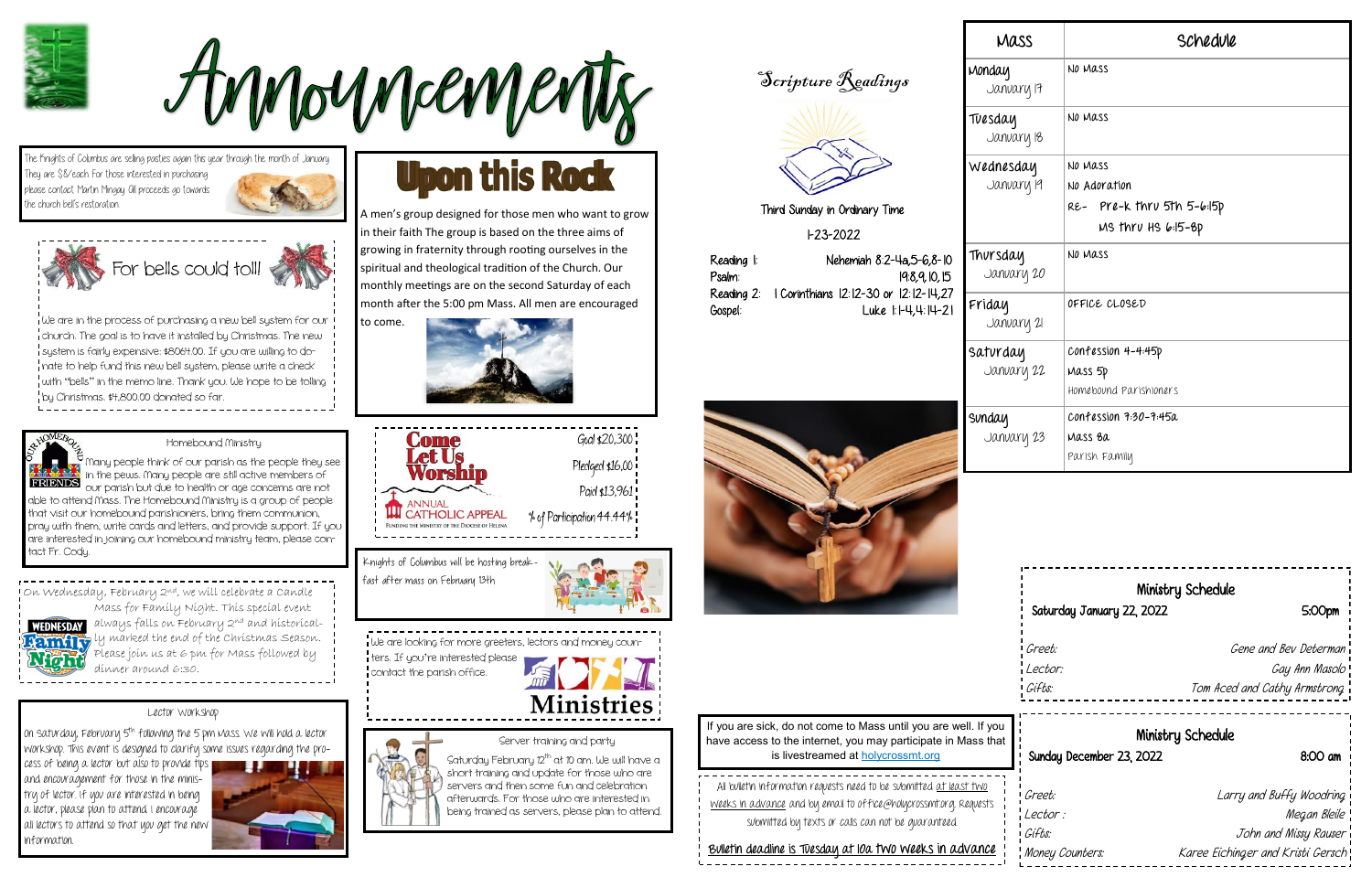# Announcements

The Knights of Columbus are selling pasties again this year through the month of January. They are $8/each. For those interested in purchasing please contact Martin Mingay. All proceeds go towards the church bell's restoration.

## For bells could toll!

We are in the process of purchasing a new bell system for our church. The goal is to have it installed by Christmas. The new system is fairly expensive: $8064.00. If you are willing to donate to help fund this new bell system, please write a check with "bells" in the memo line. Thank you. We hope to be tolling by Christmas. $4,800.00 donated so far.

## Homebound Ministry

Many people think of our parish as the people they see in the pews. Many people are still active members of our parish but due to health or age concerns are not able to attend Mass. The Homebound Ministry is a group of people that visit our homebound parishioners, bring them communion, pray with them, write cards and letters, and provide support. If you are interested in joining our homebound ministry team, please contact Fr. Cody.

On Wednesday, February 2nd, we will celebrate a Candle Mass for Family Night. This special event always falls on February 2nd and historically marked the end of the Christmas Season. Please join us at 6 pm for Mass followed by dinner around 6:30.

## Lector Workshop

On Saturday, February 5th following the 5 pm Mass we will hold a lector workshop. This event is designed to clarify some issues regarding the process of being a lector but also to provide tips and encouragement for those in the ministry of lector. If you are interested in being a lector, please plan to attend. I encourage all lectors to attend so that you get the new information.

## Upon this Rock

A men's group designed for those men who want to grow in their faith The group is based on the three aims of growing in fraternity through rooting ourselves in the spiritual and theological tradition of the Church. Our monthly meetings are on the second Saturday of each month after the 5:00 pm Mass. All men are encouraged to come.

## Come Let Us Worship — Annual Catholic Appeal

Goal $20,300
Pledged $16,00
Paid $13,961
% of Participation 44.44%

Knights of Columbus will be hosting breakfast after mass on February 13th

We are looking for more greeters, lectors and money counters. If you're interested please contact the parish office.

## Server training and party

Saturday February 12th at 10 am. We will have a short training and update for those who are servers and then some fun and celebration afterwards. For those who are interested in being trained as servers, please plan to attend.

## Scripture Readings

Third Sunday in Ordinary Time

1-23-2022

| | |
|---|---|
| Reading 1: | Nehemiah 8:2-4a,5-6,8-10 |
| Psalm: | 19:8,9,10,15 |
| Reading 2: | 1 Corinthians 12:12-30 or 12:12-14,27 |
| Gospel: | Luke 1:1-4,4:14-21 |

If you are sick, do not come to Mass until you are well. If you have access to the internet, you may participate in Mass that is livestreamed at holycrossmt.org

All bulletin information requests need to be submitted at least two weeks in advance and by email to office@holycrossmt.org. Requests submitted by texts or calls can not be guaranteed.

Bulletin deadline is Tuesday at 10a two weeks in advance

## Mass Schedule

| Mass | Schedule |
|---|---|
| Monday January 17 | No Mass |
| Tuesday January 18 | No Mass |
| Wednesday January 19 | No Mass<br>No Adoration<br>RE- Pre-K thru 5th 5-6:15p<br>MS thru HS 6:15-8p |
| Thursday January 20 | No Mass |
| Friday January 21 | OFFICE CLOSED |
| Saturday January 22 | Confession 4-4:45p<br>Mass 5p<br>Homebound Parishioners |
| Sunday January 23 | Confession 7:30-7:45a<br>Mass 8a<br>Parish Family |

## Ministry Schedule

Saturday January 22, 2022 — 5:00pm

| | |
|---|---|
| Greet: | Gene and Bev Determan |
| Lector: | Gay Ann Masolo |
| Gifts: | Tom Aced and Cathy Armstrong |

## Ministry Schedule

Sunday December 23, 2022 — 8:00 am

| | |
|---|---|
| Greet: | Larry and Buffy Woodring |
| Lector : | Megan Bleile |
| Gifts: | John and Missy Rauser |
| Money Counters: | Karee Eichinger and Kristi Gersch |